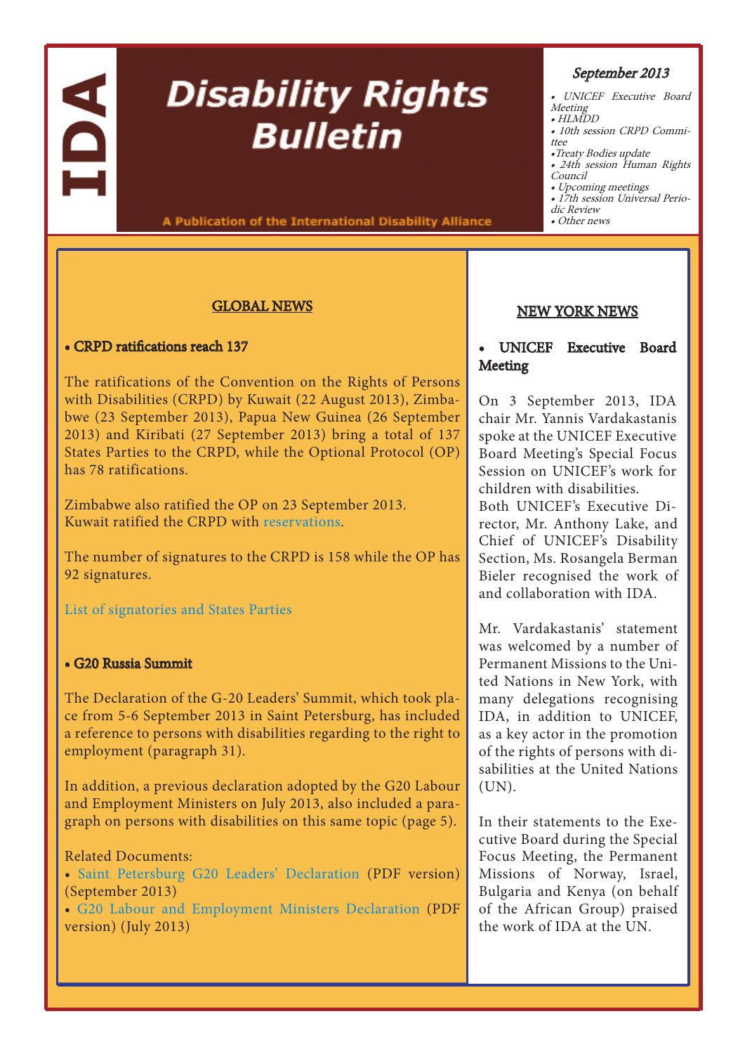IDA

# Disability Rights Bulletin

A Publication of the International Disability Alliance

*September 2013*

- *UNICEF Executive Board Meeting*
- *HLMDD*
- *10th session CRPD Committee*
- *Treaty Bodies update*
- *24th session Human Rights Council*
- *Upcoming meetings*
- *17th session Universal Periodic Review*
- *Other news*

## GLOBAL NEWS

**• CRPD ratifications reach 137**

The ratifications of the Convention on the Rights of Persons with Disabilities (CRPD) by Kuwait (22 August 2013), Zimbabwe (23 September 2013), Papua New Guinea (26 September 2013) and Kiribati (27 September 2013) bring a total of 137 States Parties to the CRPD, while the Optional Protocol (OP) has 78 ratifications.

Zimbabwe also ratified the OP on 23 September 2013. Kuwait ratified the CRPD with reservations.

The number of signatures to the CRPD is 158 while the OP has 92 signatures.

List of signatories and States Parties

**• G20 Russia Summit**

The Declaration of the G-20 Leaders' Summit, which took place from 5-6 September 2013 in Saint Petersburg, has included a reference to persons with disabilities regarding to the right to employment (paragraph 31).

In addition, a previous declaration adopted by the G20 Labour and Employment Ministers on July 2013, also included a paragraph on persons with disabilities on this same topic (page 5).

Related Documents:
- Saint Petersburg G20 Leaders' Declaration (PDF version) (September 2013)
- G20 Labour and Employment Ministers Declaration (PDF version) (July 2013)

## NEW YORK NEWS

**• UNICEF Executive Board Meeting**

On 3 September 2013, IDA chair Mr. Yannis Vardakastanis spoke at the UNICEF Executive Board Meeting's Special Focus Session on UNICEF's work for children with disabilities.
Both UNICEF's Executive Director, Mr. Anthony Lake, and Chief of UNICEF's Disability Section, Ms. Rosangela Berman Bieler recognised the work of and collaboration with IDA.

Mr. Vardakastanis' statement was welcomed by a number of Permanent Missions to the United Nations in New York, with many delegations recognising IDA, in addition to UNICEF, as a key actor in the promotion of the rights of persons with disabilities at the United Nations (UN).

In their statements to the Executive Board during the Special Focus Meeting, the Permanent Missions of Norway, Israel, Bulgaria and Kenya (on behalf of the African Group) praised the work of IDA at the UN.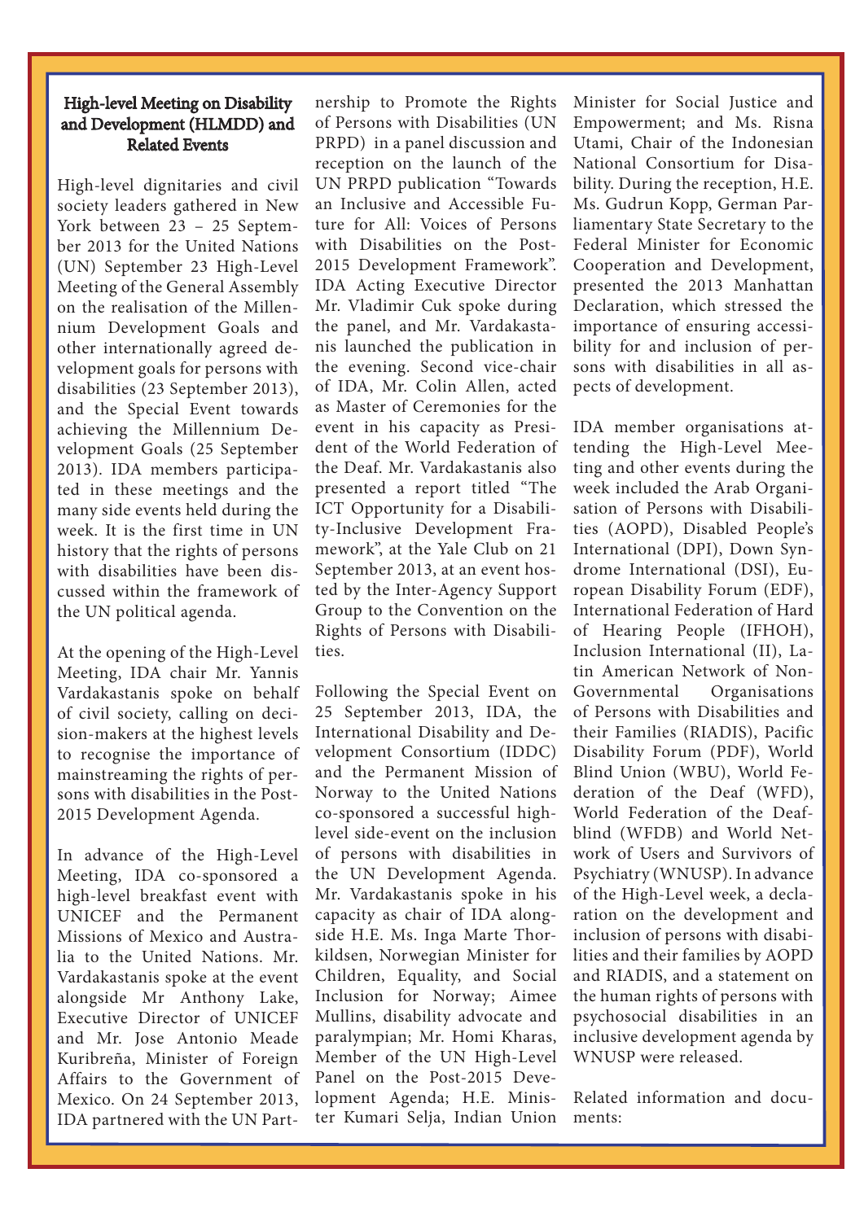### High-level Meeting on Disability and Development (HLMDD) and Related Events

High-level dignitaries and civil society leaders gathered in New York between 23 – 25 September 2013 for the United Nations (UN) September 23 High-Level Meeting of the General Assembly on the realisation of the Millennium Development Goals and other internationally agreed development goals for persons with disabilities (23 September 2013), and the Special Event towards achieving the Millennium Development Goals (25 September 2013). IDA members participated in these meetings and the many side events held during the week. It is the first time in UN history that the rights of persons with disabilities have been discussed within the framework of the UN political agenda.

At the opening of the High-Level Meeting, IDA chair Mr. Yannis Vardakastanis spoke on behalf of civil society, calling on decision-makers at the highest levels to recognise the importance of mainstreaming the rights of persons with disabilities in the Post-2015 Development Agenda.

In advance of the High-Level Meeting, IDA co-sponsored a high-level breakfast event with UNICEF and the Permanent Missions of Mexico and Australia to the United Nations. Mr. Vardakastanis spoke at the event alongside Mr Anthony Lake, Executive Director of UNICEF and Mr. Jose Antonio Meade Kuribreña, Minister of Foreign Affairs to the Government of Mexico. On 24 September 2013, IDA partnered with the UN Partnership to Promote the Rights of Persons with Disabilities (UN PRPD) in a panel discussion and reception on the launch of the UN PRPD publication "Towards an Inclusive and Accessible Future for All: Voices of Persons with Disabilities on the Post-2015 Development Framework". IDA Acting Executive Director Mr. Vladimir Cuk spoke during the panel, and Mr. Vardakastanis launched the publication in the evening. Second vice-chair of IDA, Mr. Colin Allen, acted as Master of Ceremonies for the event in his capacity as President of the World Federation of the Deaf. Mr. Vardakastanis also presented a report titled "The ICT Opportunity for a Disability-Inclusive Development Framework", at the Yale Club on 21 September 2013, at an event hosted by the Inter-Agency Support Group to the Convention on the Rights of Persons with Disabilities.

Following the Special Event on 25 September 2013, IDA, the International Disability and Development Consortium (IDDC) and the Permanent Mission of Norway to the United Nations co-sponsored a successful high-level side-event on the inclusion of persons with disabilities in the UN Development Agenda. Mr. Vardakastanis spoke in his capacity as chair of IDA alongside H.E. Ms. Inga Marte Thorkildsen, Norwegian Minister for Children, Equality, and Social Inclusion for Norway; Aimee Mullins, disability advocate and paralympian; Mr. Homi Kharas, Member of the UN High-Level Panel on the Post-2015 Development Agenda; H.E. Minister Kumari Selja, Indian Union Minister for Social Justice and Empowerment; and Ms. Risna Utami, Chair of the Indonesian National Consortium for Disability. During the reception, H.E. Ms. Gudrun Kopp, German Parliamentary State Secretary to the Federal Minister for Economic Cooperation and Development, presented the 2013 Manhattan Declaration, which stressed the importance of ensuring accessibility for and inclusion of persons with disabilities in all aspects of development.

IDA member organisations attending the High-Level Meeting and other events during the week included the Arab Organisation of Persons with Disabilities (AOPD), Disabled People's International (DPI), Down Syndrome International (DSI), European Disability Forum (EDF), International Federation of Hard of Hearing People (IFHOH), Inclusion International (II), Latin American Network of Non-Governmental Organisations of Persons with Disabilities and their Families (RIADIS), Pacific Disability Forum (PDF), World Blind Union (WBU), World Federation of the Deaf (WFD), World Federation of the Deafblind (WFDB) and World Network of Users and Survivors of Psychiatry (WNUSP). In advance of the High-Level week, a declaration on the development and inclusion of persons with disabilities and their families by AOPD and RIADIS, and a statement on the human rights of persons with psychosocial disabilities in an inclusive development agenda by WNUSP were released.

Related information and documents: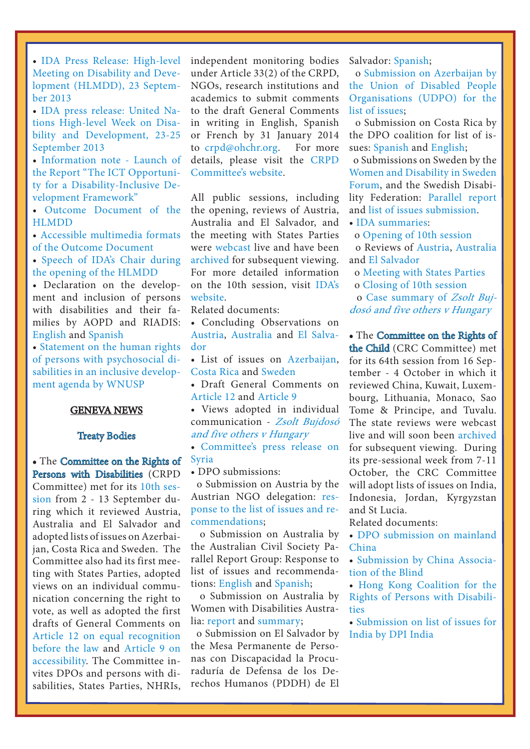- IDA Press Release: High-level Meeting on Disability and Development (HLMDD), 23 September 2013
- IDA press release: United Nations High-level Week on Disability and Development, 23-25 September 2013
- Information note - Launch of the Report "The ICT Opportunity for a Disability-Inclusive Development Framework"
- Outcome Document of the HLMDD
- Accessible multimedia formats of the Outcome Document
- Speech of IDA's Chair during the opening of the HLMDD
- Declaration on the development and inclusion of persons with disabilities and their families by AOPD and RIADIS: English and Spanish
- Statement on the human rights of persons with psychosocial disabilities in an inclusive development agenda by WNUSP

## GENEVA NEWS

### Treaty Bodies

- The **Committee on the Rights of Persons with Disabilities** (CRPD Committee) met for its 10th session from 2 - 13 September during which it reviewed Austria, Australia and El Salvador and adopted lists of issues on Azerbaijan, Costa Rica and Sweden. The Committee also had its first meeting with States Parties, adopted views on an individual communication concerning the right to vote, as well as adopted the first drafts of General Comments on Article 12 on equal recognition before the law and Article 9 on accessibility. The Committee invites DPOs and persons with disabilities, States Parties, NHRIs, independent monitoring bodies under Article 33(2) of the CRPD, NGOs, research institutions and academics to submit comments to the draft General Comments in writing in English, Spanish or French by 31 January 2014 to crpd@ohchr.org. For more details, please visit the CRPD Committee's website.

All public sessions, including the opening, reviews of Austria, Australia and El Salvador, and the meeting with States Parties were webcast live and have been archived for subsequent viewing. For more detailed information on the 10th session, visit IDA's website.

Related documents:

- Concluding Observations on Austria, Australia and El Salvador
- List of issues on Azerbaijan, Costa Rica and Sweden
- Draft General Comments on Article 12 and Article 9
- Views adopted in individual communication - *Zsolt Bujdosó and five others v Hungary*
- Committee's press release on Syria
- DPO submissions:
  - o Submission on Austria by the Austrian NGO delegation: response to the list of issues and recommendations;
  - o Submission on Australia by the Australian Civil Society Parallel Report Group: Response to list of issues and recommendations: English and Spanish;
  - o Submission on Australia by Women with Disabilities Australia: report and summary;
  - o Submission on El Salvador by the Mesa Permanente de Personas con Discapacidad la Procuraduría de Defensa de los Derechos Humanos (PDDH) de El Salvador: Spanish;
  - o Submission on Azerbaijan by the Union of Disabled People Organisations (UDPO) for the list of issues;
  - o Submission on Costa Rica by the DPO coalition for list of issues: Spanish and English;
  - o Submissions on Sweden by the Women and Disability in Sweden Forum, and the Swedish Disability Federation: Parallel report and list of issues submission.
- IDA summaries:
  - o Opening of 10th session
  - o Reviews of Austria, Australia and El Salvador
  - o Meeting with States Parties
  - o Closing of 10th session
  - o Case summary of *Zsolt Bujdosó and five others v Hungary*

- The **Committee on the Rights of the Child** (CRC Committee) met for its 64th session from 16 September - 4 October in which it reviewed China, Kuwait, Luxembourg, Lithuania, Monaco, Sao Tome & Principe, and Tuvalu. The state reviews were webcast live and will soon been archived for subsequent viewing. During its pre-sessional week from 7-11 October, the CRC Committee will adopt lists of issues on India, Indonesia, Jordan, Kyrgyzstan and St Lucia.

Related documents:

- DPO submission on mainland China
- Submission by China Association of the Blind
- Hong Kong Coalition for the Rights of Persons with Disabilities
- Submission on list of issues for India by DPI India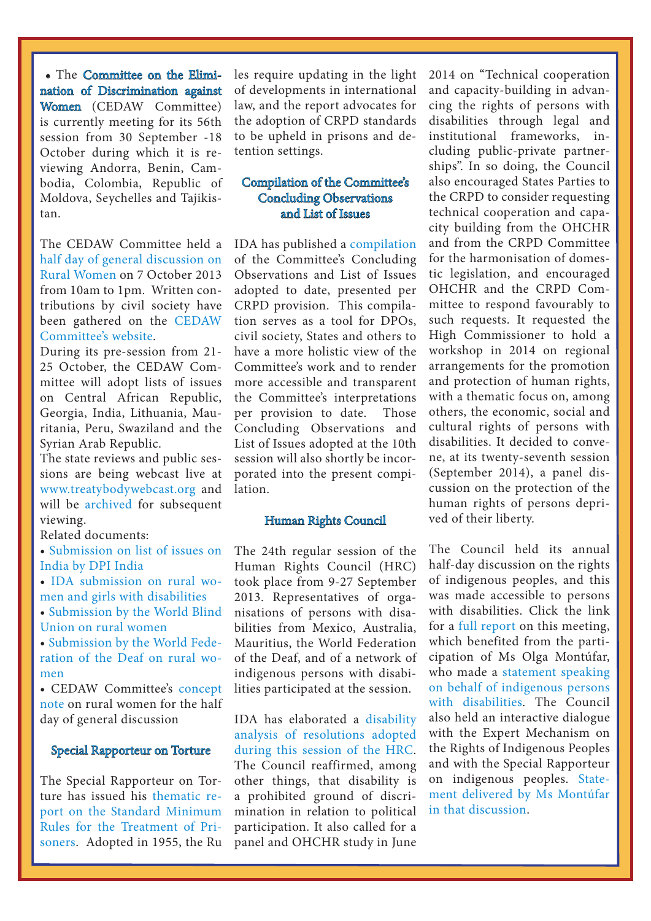- The **Committee on the Elimination of Discrimination against Women** (CEDAW Committee) is currently meeting for its 56th session from 30 September -18 October during which it is reviewing Andorra, Benin, Cambodia, Colombia, Republic of Moldova, Seychelles and Tajikistan.

The CEDAW Committee held a half day of general discussion on Rural Women on 7 October 2013 from 10am to 1pm. Written contributions by civil society have been gathered on the CEDAW Committee's website.

During its pre-session from 21-25 October, the CEDAW Committee will adopt lists of issues on Central African Republic, Georgia, India, Lithuania, Mauritania, Peru, Swaziland and the Syrian Arab Republic.

The state reviews and public sessions are being webcast live at www.treatybodywebcast.org and will be archived for subsequent viewing.

Related documents:

- Submission on list of issues on India by DPI India
- IDA submission on rural women and girls with disabilities
- Submission by the World Blind Union on rural women
- Submission by the World Federation of the Deaf on rural women
- CEDAW Committee's concept note on rural women for the half day of general discussion

### Special Rapporteur on Torture

The Special Rapporteur on Torture has issued his thematic report on the Standard Minimum Rules for the Treatment of Prisoners. Adopted in 1955, the Rules require updating in the light of developments in international law, and the report advocates for the adoption of CRPD standards to be upheld in prisons and detention settings.

### Compilation of the Committee's Concluding Observations and List of Issues

IDA has published a compilation of the Committee's Concluding Observations and List of Issues adopted to date, presented per CRPD provision. This compilation serves as a tool for DPOs, civil society, States and others to have a more holistic view of the Committee's work and to render more accessible and transparent the Committee's interpretations per provision to date. Those Concluding Observations and List of Issues adopted at the 10th session will also shortly be incorporated into the present compilation.

### Human Rights Council

The 24th regular session of the Human Rights Council (HRC) took place from 9-27 September 2013. Representatives of organisations of persons with disabilities from Mexico, Australia, Mauritius, the World Federation of the Deaf, and of a network of indigenous persons with disabilities participated at the session.

IDA has elaborated a disability analysis of resolutions adopted during this session of the HRC. The Council reaffirmed, among other things, that disability is a prohibited ground of discrimination in relation to political participation. It also called for a panel and OHCHR study in June 2014 on "Technical cooperation and capacity-building in advancing the rights of persons with disabilities through legal and institutional frameworks, including public-private partnerships". In so doing, the Council also encouraged States Parties to the CRPD to consider requesting technical cooperation and capacity building from the OHCHR and from the CRPD Committee for the harmonisation of domestic legislation, and encouraged OHCHR and the CRPD Committee to respond favourably to such requests. It requested the High Commissioner to hold a workshop in 2014 on regional arrangements for the promotion and protection of human rights, with a thematic focus on, among others, the economic, social and cultural rights of persons with disabilities. It decided to convene, at its twenty-seventh session (September 2014), a panel discussion on the protection of the human rights of persons deprived of their liberty.

The Council held its annual half-day discussion on the rights of indigenous peoples, and this was made accessible to persons with disabilities. Click the link for a full report on this meeting, which benefited from the participation of Ms Olga Montúfar, who made a statement speaking on behalf of indigenous persons with disabilities. The Council also held an interactive dialogue with the Expert Mechanism on the Rights of Indigenous Peoples and with the Special Rapporteur on indigenous peoples. Statement delivered by Ms Montúfar in that discussion.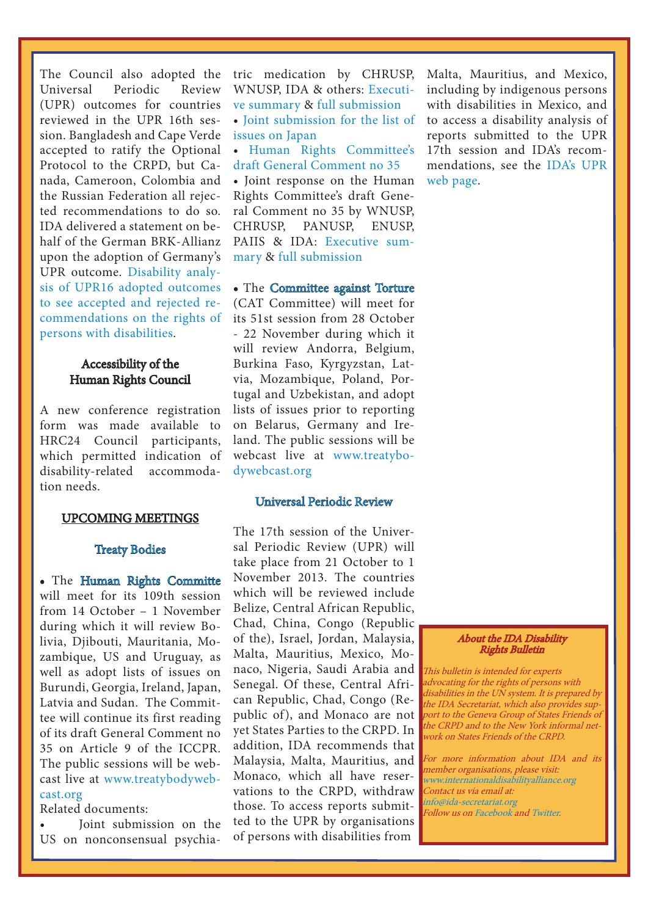The Council also adopted the Universal Periodic Review (UPR) outcomes for countries reviewed in the UPR 16th session. Bangladesh and Cape Verde accepted to ratify the Optional Protocol to the CRPD, but Canada, Cameroon, Colombia and the Russian Federation all rejected recommendations to do so. IDA delivered a statement on behalf of the German BRK-Allianz upon the adoption of Germany's UPR outcome. Disability analysis of UPR16 adopted outcomes to see accepted and rejected recommendations on the rights of persons with disabilities.

### Accessibility of the Human Rights Council

A new conference registration form was made available to HRC24 Council participants, which permitted indication of disability-related accommodation needs.

## UPCOMING MEETINGS

### Treaty Bodies

- The Human Rights Committe will meet for its 109th session from 14 October – 1 November during which it will review Bolivia, Djibouti, Mauritania, Mozambique, US and Uruguay, as well as adopt lists of issues on Burundi, Georgia, Ireland, Japan, Latvia and Sudan. The Committee will continue its first reading of its draft General Comment no 35 on Article 9 of the ICCPR. The public sessions will be webcast live at www.treatybodywebcast.org

Related documents:

- Joint submission on the US on nonconsensual psychiatric medication by CHRUSP, WNUSP, IDA & others: Executive summary & full submission
- Joint submission for the list of issues on Japan
- Human Rights Committee's draft General Comment no 35
- Joint response on the Human Rights Committee's draft General Comment no 35 by WNUSP, CHRUSP, PANUSP, ENUSP, PAIIS & IDA: Executive summary & full submission

- The Committee against Torture (CAT Committee) will meet for its 51st session from 28 October - 22 November during which it will review Andorra, Belgium, Burkina Faso, Kyrgyzstan, Latvia, Mozambique, Poland, Portugal and Uzbekistan, and adopt lists of issues prior to reporting on Belarus, Germany and Ireland. The public sessions will be webcast live at www.treatybodywebcast.org

### Universal Periodic Review

The 17th session of the Universal Periodic Review (UPR) will take place from 21 October to 1 November 2013. The countries which will be reviewed include Belize, Central African Republic, Chad, China, Congo (Republic of the), Israel, Jordan, Malaysia, Malta, Mauritius, Mexico, Monaco, Nigeria, Saudi Arabia and Senegal. Of these, Central African Republic, Chad, Congo (Republic of), and Monaco are not yet States Parties to the CRPD. In addition, IDA recommends that Malaysia, Malta, Mauritius, and Monaco, which all have reservations to the CRPD, withdraw those. To access reports submitted to the UPR by organisations of persons with disabilities from Malta, Mauritius, and Mexico, including by indigenous persons with disabilities in Mexico, and to access a disability analysis of reports submitted to the UPR 17th session and IDA's recommendations, see the IDA's UPR web page.

### *About the IDA Disability Rights Bulletin*

*This bulletin is intended for experts advocating for the rights of persons with disabilities in the UN system. It is prepared by the IDA Secretariat, which also provides support to the Geneva Group of States Friends of the CRPD and to the New York informal network on States Friends of the CRPD.*

*For more information about IDA and its member organisations, please visit: www.internationaldisabilityalliance.org*
*Contact us via email at: info@ida-secretariat.org*
*Follow us on Facebook and Twitter.*